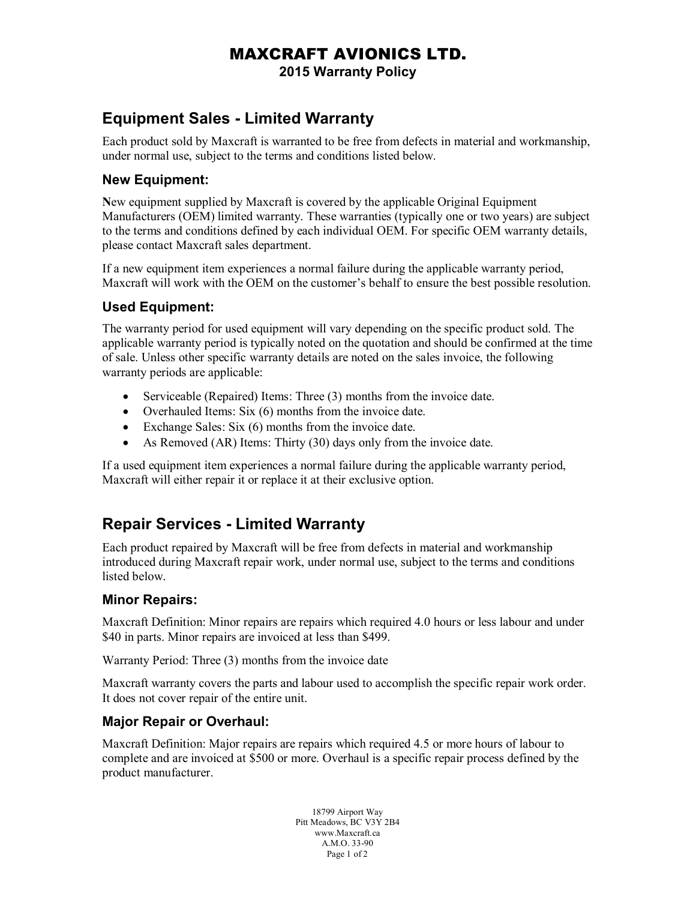# MAXCRAFT AVIONICS LTD.

**2015 Warranty Policy**

## Equipment Sales - Limited Warranty

Each product sold by Maxcraft is warranted to be free from defects in material and workmanship, under normal use, subject to the terms and conditions listed below.

### New Equipment:

**N**ew equipment supplied by Maxcraft is covered by the applicable Original Equipment Manufacturers (OEM) limited warranty. These warranties (typically one or two years) are subject to the terms and conditions defined by each individual OEM. For specific OEM warranty details, please contact Maxcraft sales department.

If a new equipment item experiences a normal failure during the applicable warranty period, Maxcraft will work with the OEM on the customer's behalf to ensure the best possible resolution.

### Used Equipment:

The warranty period for used equipment will vary depending on the specific product sold. The applicable warranty period is typically noted on the quotation and should be confirmed at the time of sale. Unless other specific warranty details are noted on the sales invoice, the following warranty periods are applicable:

- Serviceable (Repaired) Items: Three (3) months from the invoice date.
- Overhauled Items: Six (6) months from the invoice date.
- Exchange Sales: Six (6) months from the invoice date.
- As Removed (AR) Items: Thirty (30) days only from the invoice date.

If a used equipment item experiences a normal failure during the applicable warranty period, Maxcraft will either repair it or replace it at their exclusive option.

## Repair Services - Limited Warranty

Each product repaired by Maxcraft will be free from defects in material and workmanship introduced during Maxcraft repair work, under normal use, subject to the terms and conditions listed below.

### Minor Repairs:

Maxcraft Definition: Minor repairs are repairs which required 4.0 hours or less labour and under $40 in parts. Minor repairs are invoiced at less than $499.

Warranty Period: Three (3) months from the invoice date

Maxcraft warranty covers the parts and labour used to accomplish the specific repair work order. It does not cover repair of the entire unit.

### Major Repair or Overhaul:

Maxcraft Definition: Major repairs are repairs which required 4.5 or more hours of labour to complete and are invoiced at $500 or more. Overhaul is a specific repair process defined by the product manufacturer.

18799 Airport Way
Pitt Meadows, BC V3Y 2B4
www.Maxcraft.ca
A.M.O. 33-90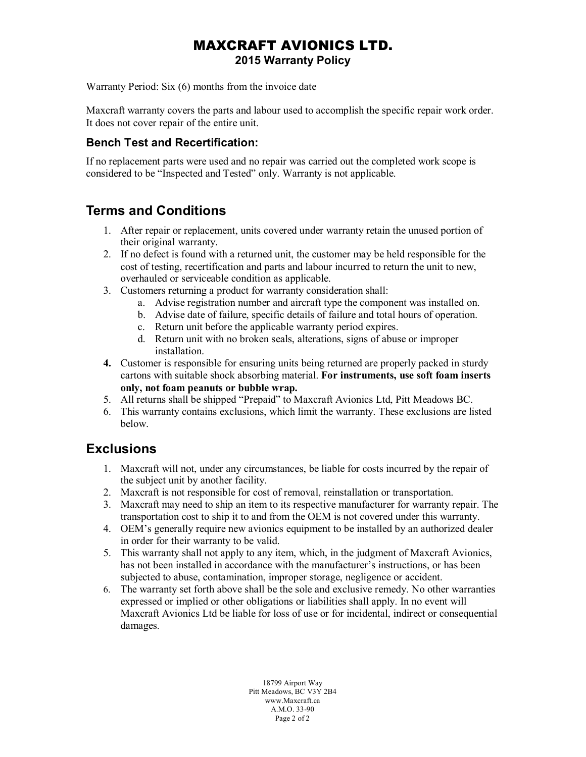# MAXCRAFT AVIONICS LTD.

## 2015 Warranty Policy

Warranty Period: Six (6) months from the invoice date

Maxcraft warranty covers the parts and labour used to accomplish the specific repair work order. It does not cover repair of the entire unit.

### Bench Test and Recertification:

If no replacement parts were used and no repair was carried out the completed work scope is considered to be "Inspected and Tested" only. Warranty is not applicable.

## Terms and Conditions

1. After repair or replacement, units covered under warranty retain the unused portion of their original warranty.
2. If no defect is found with a returned unit, the customer may be held responsible for the cost of testing, recertification and parts and labour incurred to return the unit to new, overhauled or serviceable condition as applicable.
3. Customers returning a product for warranty consideration shall:
    a. Advise registration number and aircraft type the component was installed on.
    b. Advise date of failure, specific details of failure and total hours of operation.
    c. Return unit before the applicable warranty period expires.
    d. Return unit with no broken seals, alterations, signs of abuse or improper installation.
4. Customer is responsible for ensuring units being returned are properly packed in sturdy cartons with suitable shock absorbing material. **For instruments, use soft foam inserts only, not foam peanuts or bubble wrap.**
5. All returns shall be shipped "Prepaid" to Maxcraft Avionics Ltd, Pitt Meadows BC.
6. This warranty contains exclusions, which limit the warranty. These exclusions are listed below.

## Exclusions

1. Maxcraft will not, under any circumstances, be liable for costs incurred by the repair of the subject unit by another facility.
2. Maxcraft is not responsible for cost of removal, reinstallation or transportation.
3. Maxcraft may need to ship an item to its respective manufacturer for warranty repair. The transportation cost to ship it to and from the OEM is not covered under this warranty.
4. OEM's generally require new avionics equipment to be installed by an authorized dealer in order for their warranty to be valid.
5. This warranty shall not apply to any item, which, in the judgment of Maxcraft Avionics, has not been installed in accordance with the manufacturer's instructions, or has been subjected to abuse, contamination, improper storage, negligence or accident.
6. The warranty set forth above shall be the sole and exclusive remedy. No other warranties expressed or implied or other obligations or liabilities shall apply. In no event will Maxcraft Avionics Ltd be liable for loss of use or for incidental, indirect or consequential damages.

18799 Airport Way
Pitt Meadows, BC V3Y 2B4
www.Maxcraft.ca
A.M.O. 33-90